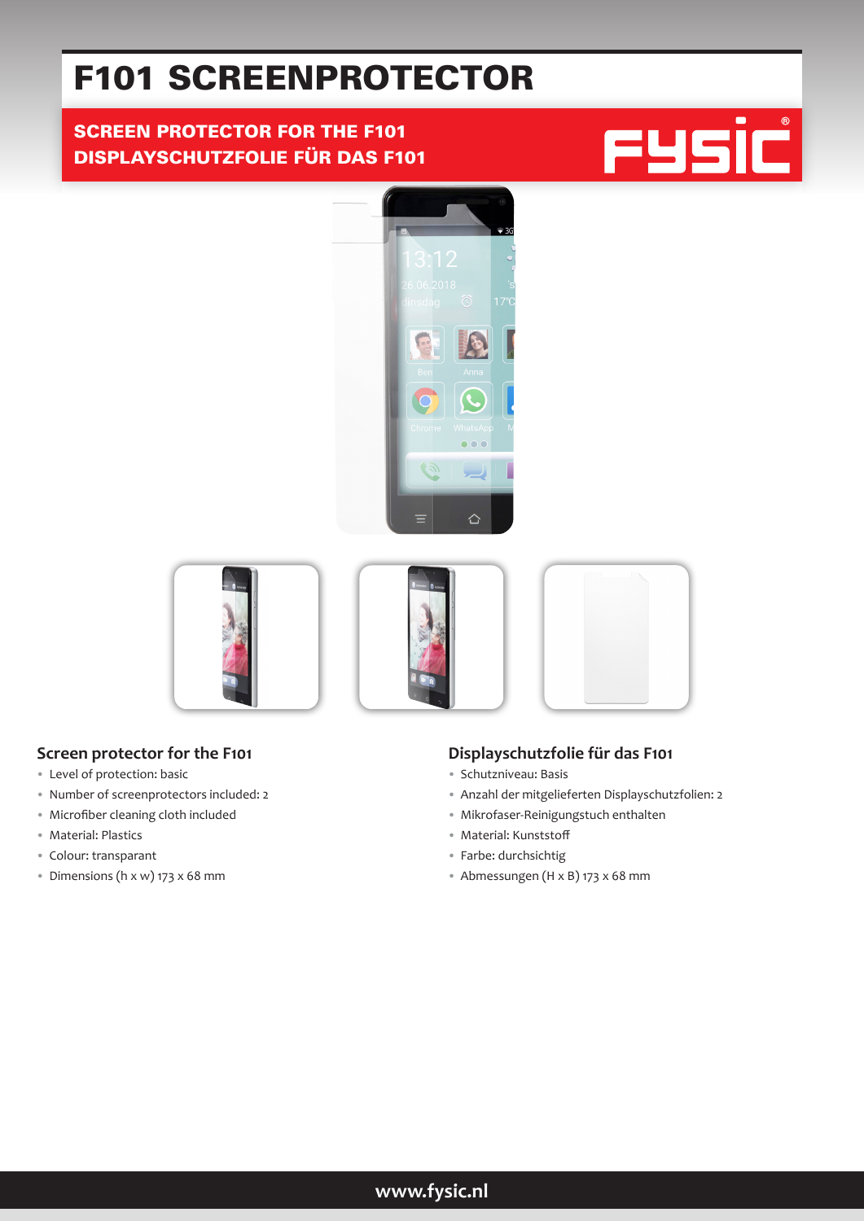# F101 SCREENPROTECTOR

**SCREEN PROTECTOR FOR THE F101**
**DISPLAYSCHUTZFOLIE FÜR DAS F101**

## Screen protector for the F101

- Level of protection: basic
- Number of screenprotectors included: 2
- Microfiber cleaning cloth included
- Material: Plastics
- Colour: transparant
- Dimensions (h x w) 173 x 68 mm

## Displayschutzfolie für das F101

- Schutzniveau: Basis
- Anzahl der mitgelieferten Displayschutzfolien: 2
- Mikrofaser-Reinigungstuch enthalten
- Material: Kunststoff
- Farbe: durchsichtig
- Abmessungen (H x B) 173 x 68 mm

www.fysic.nl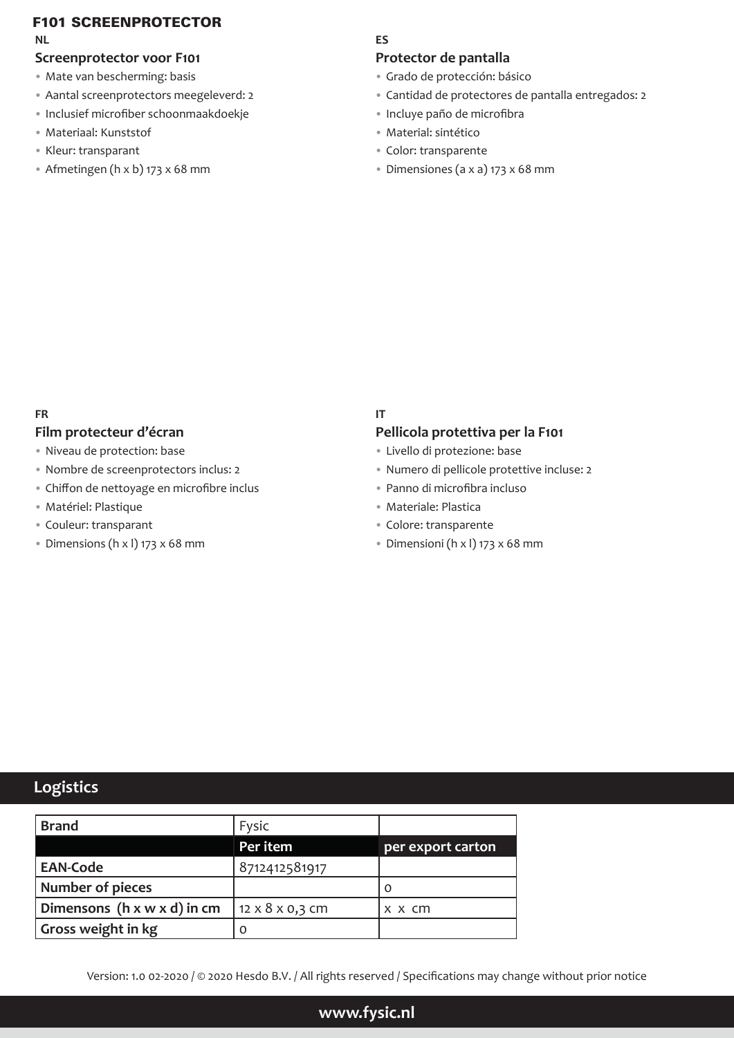# F101 SCREENPROTECTOR

**NL**

### Screenprotector voor F101

- Mate van bescherming: basis
- Aantal screenprotectors meegeleverd: 2
- Inclusief microfiber schoonmaakdoekje
- Materiaal: Kunststof
- Kleur: transparant
- Afmetingen (h x b) 173 x 68 mm

**ES**

### Protector de pantalla

- Grado de protección: básico
- Cantidad de protectores de pantalla entregados: 2
- Incluye paño de microfibra
- Material: sintético
- Color: transparente
- Dimensiones (a x a) 173 x 68 mm

**FR**

### Film protecteur d'écran

- Niveau de protection: base
- Nombre de screenprotectors inclus: 2
- Chiffon de nettoyage en microfibre inclus
- Matériel: Plastique
- Couleur: transparant
- Dimensions (h x l) 173 x 68 mm

**IT**

### Pellicola protettiva per la F101

- Livello di protezione: base
- Numero di pellicole protettive incluse: 2
- Panno di microfibra incluso
- Materiale: Plastica
- Colore: transparente
- Dimensioni (h x l) 173 x 68 mm

## Logistics

| Brand | Fysic | |
|---|---|---|
| | **Per item** | **per export carton** |
| **EAN-Code** | 8712412581917 | |
| **Number of pieces** | | 0 |
| **Dimensons (h x w x d) in cm** | 12 x 8 x 0,3 cm | x x cm |
| **Gross weight in kg** | 0 | |

Version: 1.0 02-2020 / © 2020 Hesdo B.V. / All rights reserved / Specifications may change without prior notice

www.fysic.nl